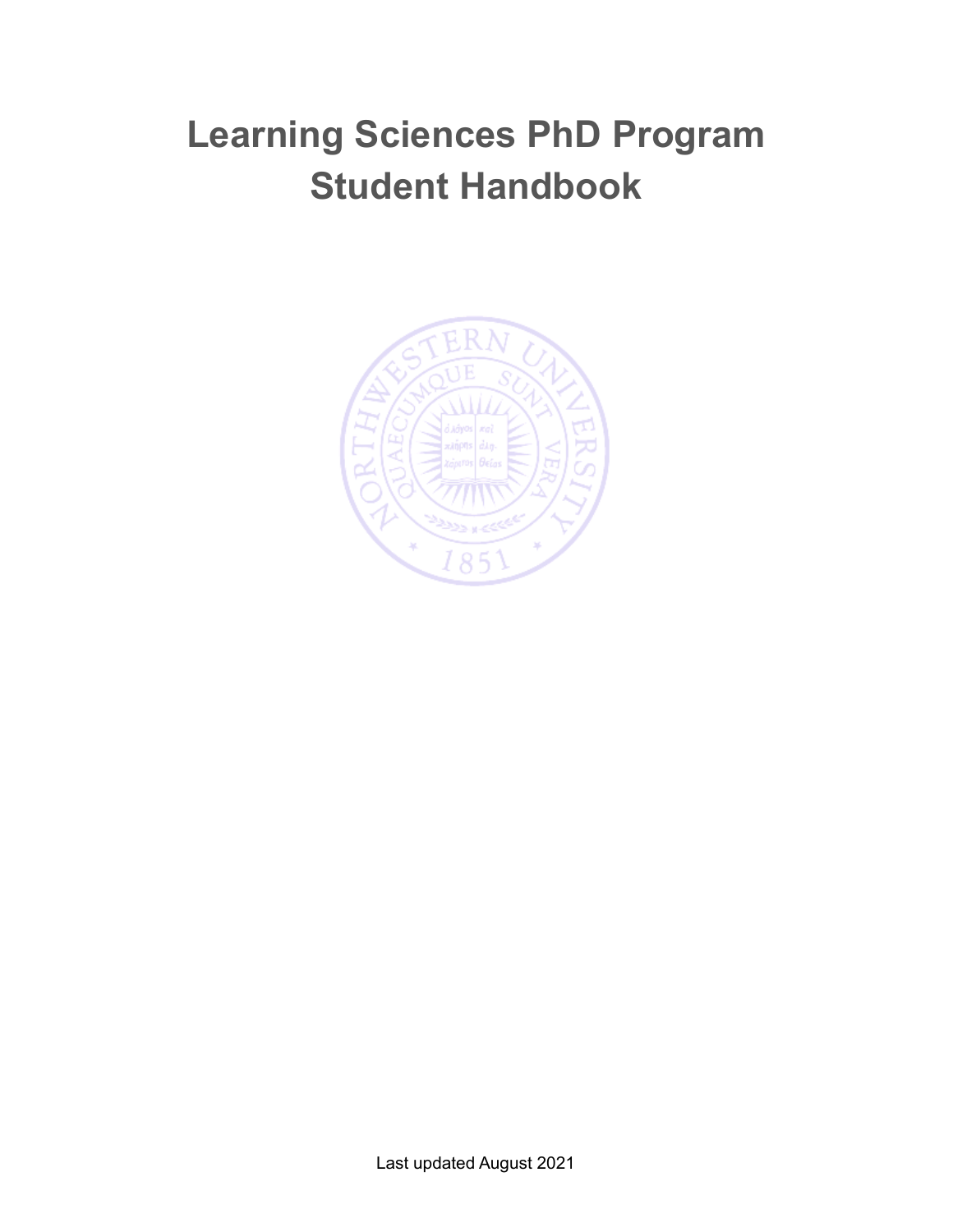# Learning Sciences PhD Program Student Handbook

Last updated August 2021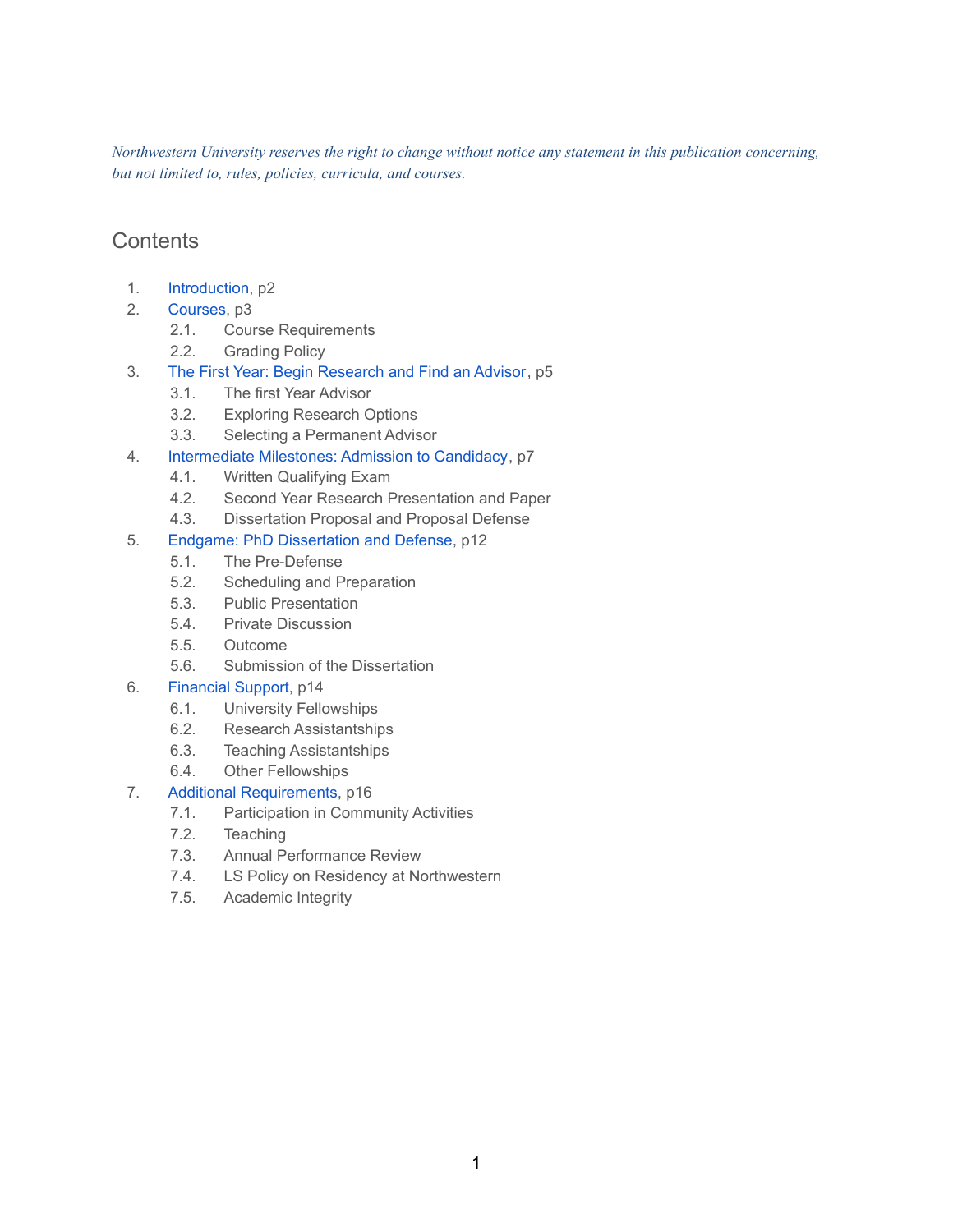*Northwestern University reserves the right to change without notice any statement in this publication concerning, but not limited to, rules, policies, curricula, and courses.*

## Contents

1. Introduction, p2
2. Courses, p3
    2.1. Course Requirements
    2.2. Grading Policy
3. The First Year: Begin Research and Find an Advisor, p5
    3.1. The first Year Advisor
    3.2. Exploring Research Options
    3.3. Selecting a Permanent Advisor
4. Intermediate Milestones: Admission to Candidacy, p7
    4.1. Written Qualifying Exam
    4.2. Second Year Research Presentation and Paper
    4.3. Dissertation Proposal and Proposal Defense
5. Endgame: PhD Dissertation and Defense, p12
    5.1. The Pre-Defense
    5.2. Scheduling and Preparation
    5.3. Public Presentation
    5.4. Private Discussion
    5.5. Outcome
    5.6. Submission of the Dissertation
6. Financial Support, p14
    6.1. University Fellowships
    6.2. Research Assistantships
    6.3. Teaching Assistantships
    6.4. Other Fellowships
7. Additional Requirements, p16
    7.1. Participation in Community Activities
    7.2. Teaching
    7.3. Annual Performance Review
    7.4. LS Policy on Residency at Northwestern
    7.5. Academic Integrity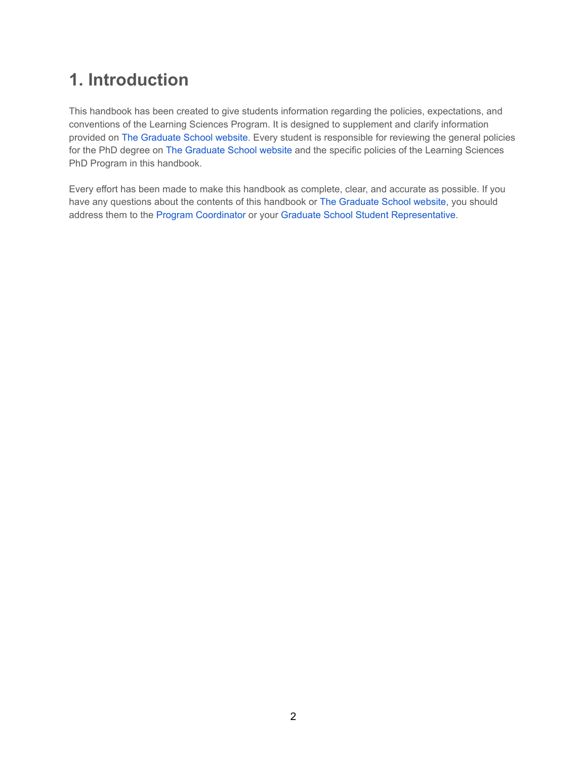# 1. Introduction

This handbook has been created to give students information regarding the policies, expectations, and conventions of the Learning Sciences Program. It is designed to supplement and clarify information provided on The Graduate School website. Every student is responsible for reviewing the general policies for the PhD degree on The Graduate School website and the specific policies of the Learning Sciences PhD Program in this handbook.

Every effort has been made to make this handbook as complete, clear, and accurate as possible. If you have any questions about the contents of this handbook or The Graduate School website, you should address them to the Program Coordinator or your Graduate School Student Representative.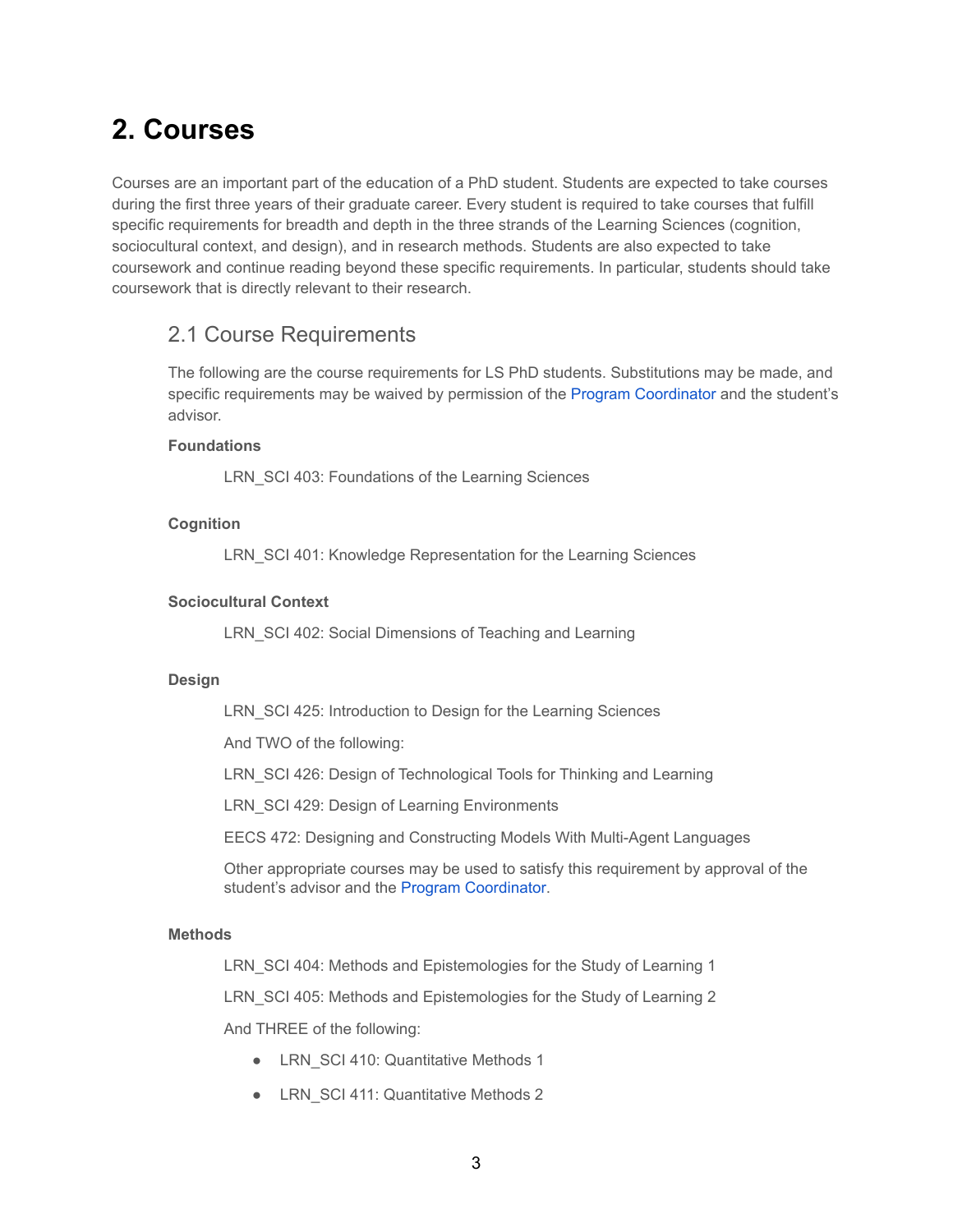# 2. Courses

Courses are an important part of the education of a PhD student. Students are expected to take courses during the first three years of their graduate career. Every student is required to take courses that fulfill specific requirements for breadth and depth in the three strands of the Learning Sciences (cognition, sociocultural context, and design), and in research methods. Students are also expected to take coursework and continue reading beyond these specific requirements. In particular, students should take coursework that is directly relevant to their research.

## 2.1 Course Requirements

The following are the course requirements for LS PhD students. Substitutions may be made, and specific requirements may be waived by permission of the Program Coordinator and the student's advisor.

**Foundations**

LRN_SCI 403: Foundations of the Learning Sciences

**Cognition**

LRN_SCI 401: Knowledge Representation for the Learning Sciences

**Sociocultural Context**

LRN_SCI 402: Social Dimensions of Teaching and Learning

**Design**

LRN_SCI 425: Introduction to Design for the Learning Sciences

And TWO of the following:

LRN_SCI 426: Design of Technological Tools for Thinking and Learning

LRN_SCI 429: Design of Learning Environments

EECS 472: Designing and Constructing Models With Multi-Agent Languages

Other appropriate courses may be used to satisfy this requirement by approval of the student's advisor and the Program Coordinator.

**Methods**

LRN_SCI 404: Methods and Epistemologies for the Study of Learning 1

LRN_SCI 405: Methods and Epistemologies for the Study of Learning 2

And THREE of the following:

- LRN_SCI 410: Quantitative Methods 1
- LRN_SCI 411: Quantitative Methods 2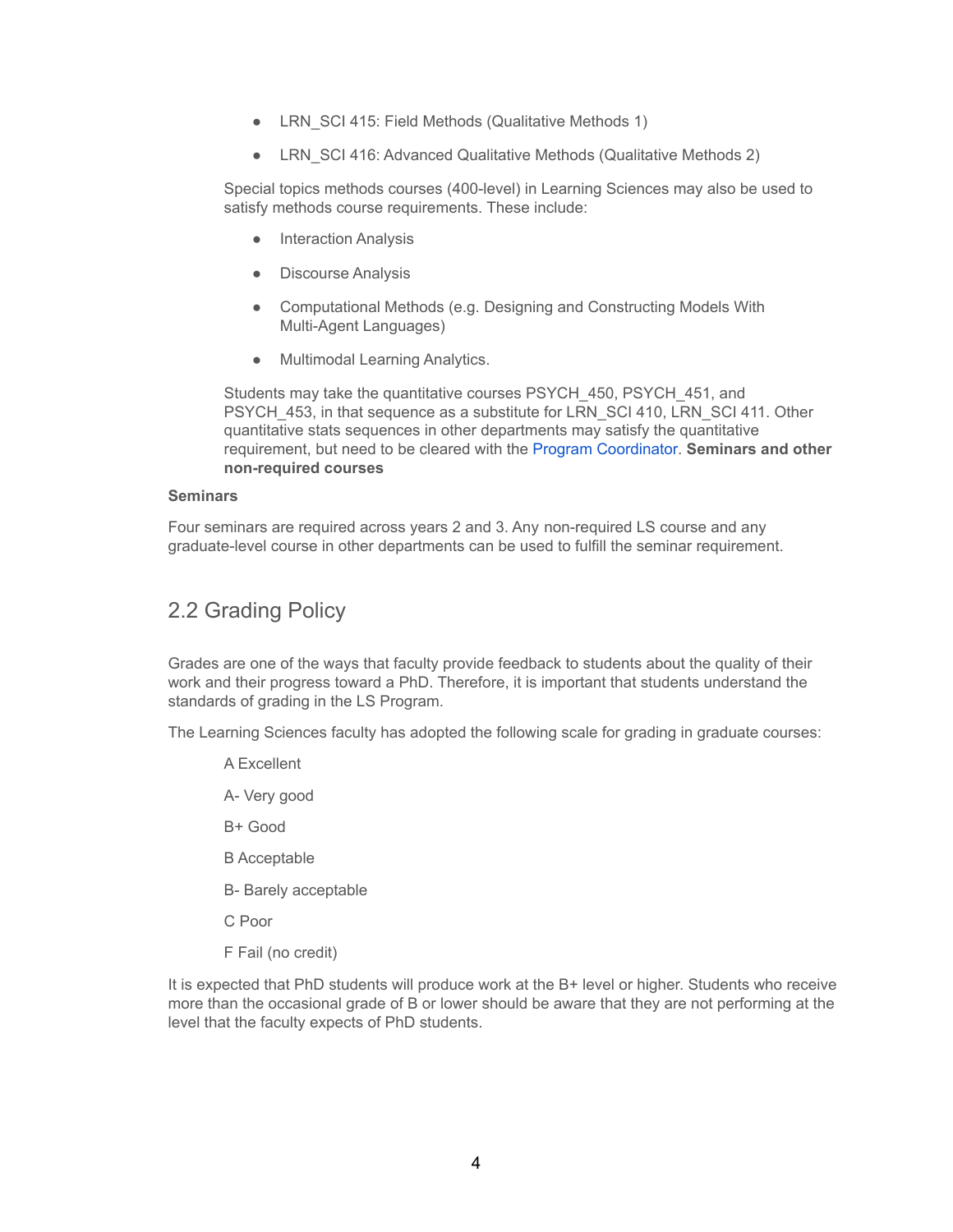- LRN_SCI 415: Field Methods (Qualitative Methods 1)
- LRN_SCI 416: Advanced Qualitative Methods (Qualitative Methods 2)

Special topics methods courses (400-level) in Learning Sciences may also be used to satisfy methods course requirements. These include:

- Interaction Analysis
- Discourse Analysis
- Computational Methods (e.g. Designing and Constructing Models With Multi-Agent Languages)
- Multimodal Learning Analytics.

Students may take the quantitative courses PSYCH_450, PSYCH_451, and PSYCH_453, in that sequence as a substitute for LRN_SCI 410, LRN_SCI 411. Other quantitative stats sequences in other departments may satisfy the quantitative requirement, but need to be cleared with the Program Coordinator. **Seminars and other non-required courses**

**Seminars**

Four seminars are required across years 2 and 3. Any non-required LS course and any graduate-level course in other departments can be used to fulfill the seminar requirement.

## 2.2 Grading Policy

Grades are one of the ways that faculty provide feedback to students about the quality of their work and their progress toward a PhD. Therefore, it is important that students understand the standards of grading in the LS Program.

The Learning Sciences faculty has adopted the following scale for grading in graduate courses:

A Excellent

A- Very good

B+ Good

B Acceptable

B- Barely acceptable

C Poor

F Fail (no credit)

It is expected that PhD students will produce work at the B+ level or higher. Students who receive more than the occasional grade of B or lower should be aware that they are not performing at the level that the faculty expects of PhD students.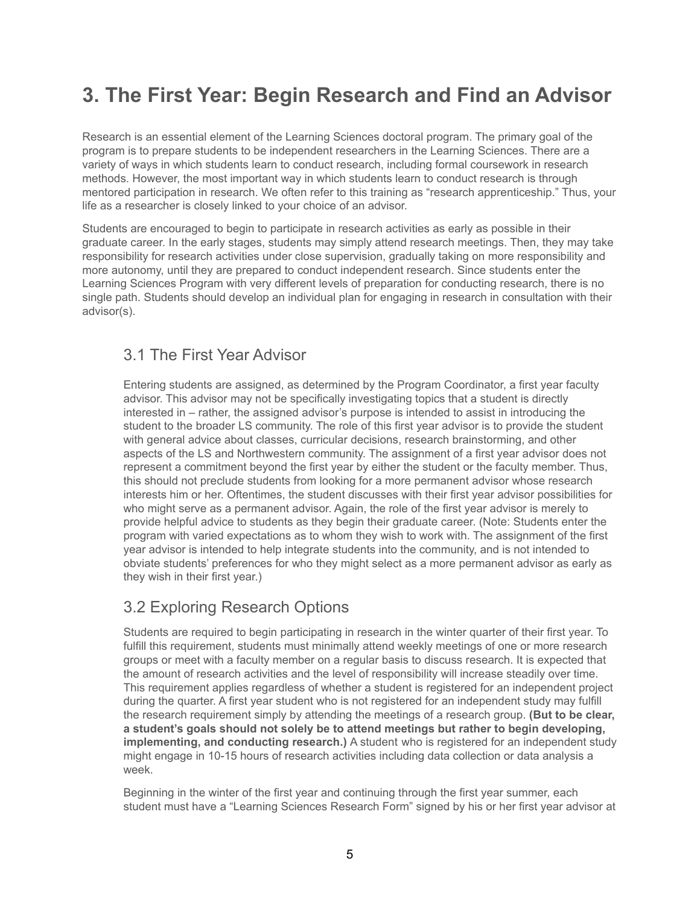# 3. The First Year: Begin Research and Find an Advisor

Research is an essential element of the Learning Sciences doctoral program. The primary goal of the program is to prepare students to be independent researchers in the Learning Sciences. There are a variety of ways in which students learn to conduct research, including formal coursework in research methods. However, the most important way in which students learn to conduct research is through mentored participation in research. We often refer to this training as "research apprenticeship." Thus, your life as a researcher is closely linked to your choice of an advisor.

Students are encouraged to begin to participate in research activities as early as possible in their graduate career. In the early stages, students may simply attend research meetings. Then, they may take responsibility for research activities under close supervision, gradually taking on more responsibility and more autonomy, until they are prepared to conduct independent research. Since students enter the Learning Sciences Program with very different levels of preparation for conducting research, there is no single path. Students should develop an individual plan for engaging in research in consultation with their advisor(s).

## 3.1 The First Year Advisor

Entering students are assigned, as determined by the Program Coordinator, a first year faculty advisor. This advisor may not be specifically investigating topics that a student is directly interested in – rather, the assigned advisor's purpose is intended to assist in introducing the student to the broader LS community. The role of this first year advisor is to provide the student with general advice about classes, curricular decisions, research brainstorming, and other aspects of the LS and Northwestern community. The assignment of a first year advisor does not represent a commitment beyond the first year by either the student or the faculty member. Thus, this should not preclude students from looking for a more permanent advisor whose research interests him or her. Oftentimes, the student discusses with their first year advisor possibilities for who might serve as a permanent advisor. Again, the role of the first year advisor is merely to provide helpful advice to students as they begin their graduate career. (Note: Students enter the program with varied expectations as to whom they wish to work with. The assignment of the first year advisor is intended to help integrate students into the community, and is not intended to obviate students' preferences for who they might select as a more permanent advisor as early as they wish in their first year.)

## 3.2 Exploring Research Options

Students are required to begin participating in research in the winter quarter of their first year. To fulfill this requirement, students must minimally attend weekly meetings of one or more research groups or meet with a faculty member on a regular basis to discuss research. It is expected that the amount of research activities and the level of responsibility will increase steadily over time. This requirement applies regardless of whether a student is registered for an independent project during the quarter. A first year student who is not registered for an independent study may fulfill the research requirement simply by attending the meetings of a research group. **(But to be clear, a student's goals should not solely be to attend meetings but rather to begin developing, implementing, and conducting research.)** A student who is registered for an independent study might engage in 10-15 hours of research activities including data collection or data analysis a week.

Beginning in the winter of the first year and continuing through the first year summer, each student must have a "Learning Sciences Research Form" signed by his or her first year advisor at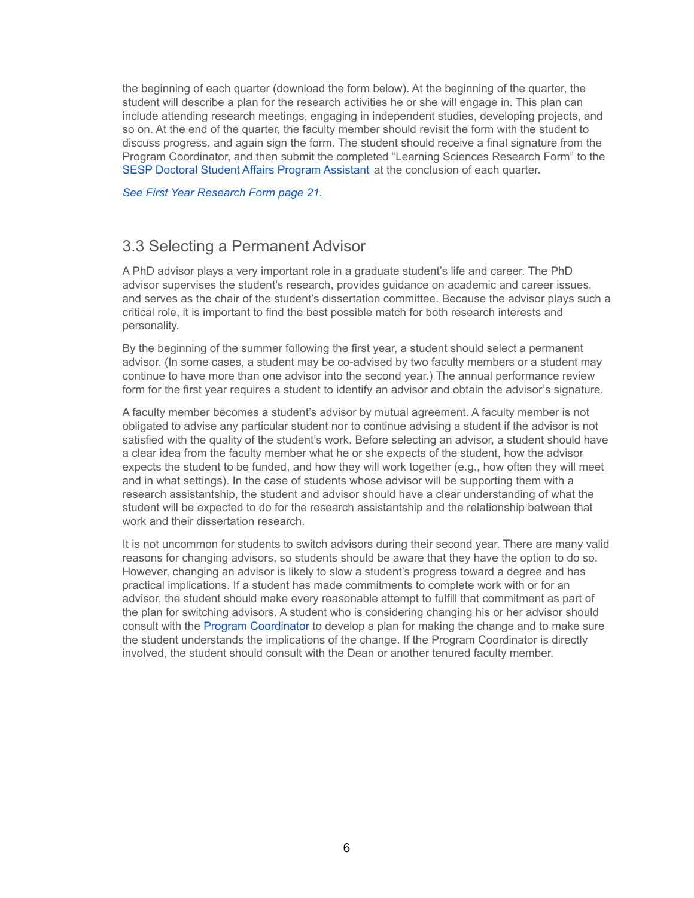the beginning of each quarter (download the form below). At the beginning of the quarter, the student will describe a plan for the research activities he or she will engage in. This plan can include attending research meetings, engaging in independent studies, developing projects, and so on. At the end of the quarter, the faculty member should revisit the form with the student to discuss progress, and again sign the form. The student should receive a final signature from the Program Coordinator, and then submit the completed "Learning Sciences Research Form" to the SESP Doctoral Student Affairs Program Assistant at the conclusion of each quarter.

*See First Year Research Form page 21.*

## 3.3 Selecting a Permanent Advisor

A PhD advisor plays a very important role in a graduate student's life and career. The PhD advisor supervises the student's research, provides guidance on academic and career issues, and serves as the chair of the student's dissertation committee. Because the advisor plays such a critical role, it is important to find the best possible match for both research interests and personality.

By the beginning of the summer following the first year, a student should select a permanent advisor. (In some cases, a student may be co-advised by two faculty members or a student may continue to have more than one advisor into the second year.) The annual performance review form for the first year requires a student to identify an advisor and obtain the advisor's signature.

A faculty member becomes a student's advisor by mutual agreement. A faculty member is not obligated to advise any particular student nor to continue advising a student if the advisor is not satisfied with the quality of the student's work. Before selecting an advisor, a student should have a clear idea from the faculty member what he or she expects of the student, how the advisor expects the student to be funded, and how they will work together (e.g., how often they will meet and in what settings). In the case of students whose advisor will be supporting them with a research assistantship, the student and advisor should have a clear understanding of what the student will be expected to do for the research assistantship and the relationship between that work and their dissertation research.

It is not uncommon for students to switch advisors during their second year. There are many valid reasons for changing advisors, so students should be aware that they have the option to do so. However, changing an advisor is likely to slow a student's progress toward a degree and has practical implications. If a student has made commitments to complete work with or for an advisor, the student should make every reasonable attempt to fulfill that commitment as part of the plan for switching advisors. A student who is considering changing his or her advisor should consult with the Program Coordinator to develop a plan for making the change and to make sure the student understands the implications of the change. If the Program Coordinator is directly involved, the student should consult with the Dean or another tenured faculty member.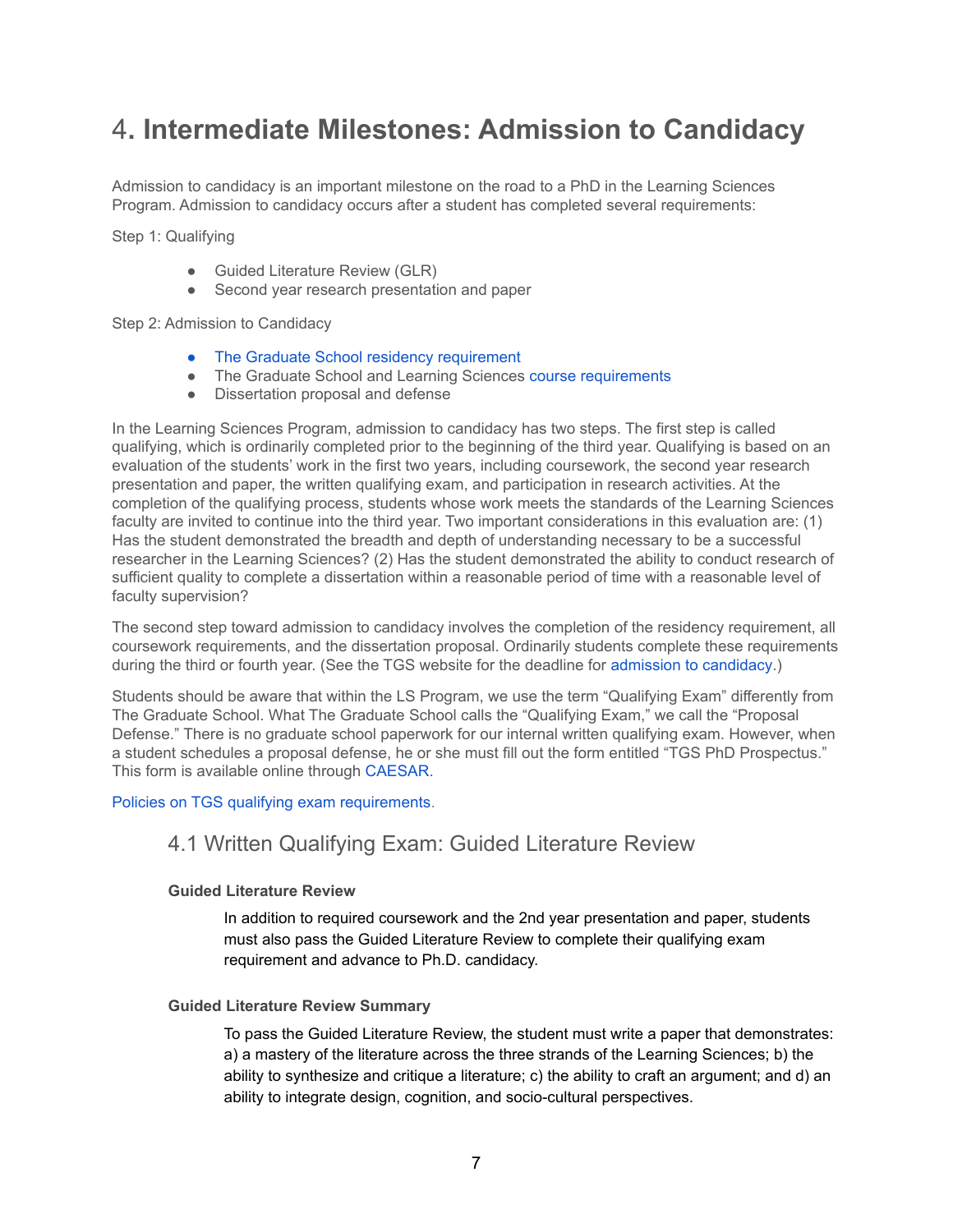# 4. **Intermediate Milestones: Admission to Candidacy**

Admission to candidacy is an important milestone on the road to a PhD in the Learning Sciences Program. Admission to candidacy occurs after a student has completed several requirements:

Step 1: Qualifying

- Guided Literature Review (GLR)
- Second year research presentation and paper

Step 2: Admission to Candidacy

- The Graduate School residency requirement
- The Graduate School and Learning Sciences course requirements
- Dissertation proposal and defense

In the Learning Sciences Program, admission to candidacy has two steps. The first step is called qualifying, which is ordinarily completed prior to the beginning of the third year. Qualifying is based on an evaluation of the students' work in the first two years, including coursework, the second year research presentation and paper, the written qualifying exam, and participation in research activities. At the completion of the qualifying process, students whose work meets the standards of the Learning Sciences faculty are invited to continue into the third year. Two important considerations in this evaluation are: (1) Has the student demonstrated the breadth and depth of understanding necessary to be a successful researcher in the Learning Sciences? (2) Has the student demonstrated the ability to conduct research of sufficient quality to complete a dissertation within a reasonable period of time with a reasonable level of faculty supervision?

The second step toward admission to candidacy involves the completion of the residency requirement, all coursework requirements, and the dissertation proposal. Ordinarily students complete these requirements during the third or fourth year. (See the TGS website for the deadline for admission to candidacy.)

Students should be aware that within the LS Program, we use the term "Qualifying Exam" differently from The Graduate School. What The Graduate School calls the "Qualifying Exam," we call the "Proposal Defense." There is no graduate school paperwork for our internal written qualifying exam. However, when a student schedules a proposal defense, he or she must fill out the form entitled "TGS PhD Prospectus." This form is available online through CAESAR.

Policies on TGS qualifying exam requirements.

## 4.1 Written Qualifying Exam: Guided Literature Review

### Guided Literature Review

In addition to required coursework and the 2nd year presentation and paper, students must also pass the Guided Literature Review to complete their qualifying exam requirement and advance to Ph.D. candidacy.

### Guided Literature Review Summary

To pass the Guided Literature Review, the student must write a paper that demonstrates: a) a mastery of the literature across the three strands of the Learning Sciences; b) the ability to synthesize and critique a literature; c) the ability to craft an argument; and d) an ability to integrate design, cognition, and socio-cultural perspectives.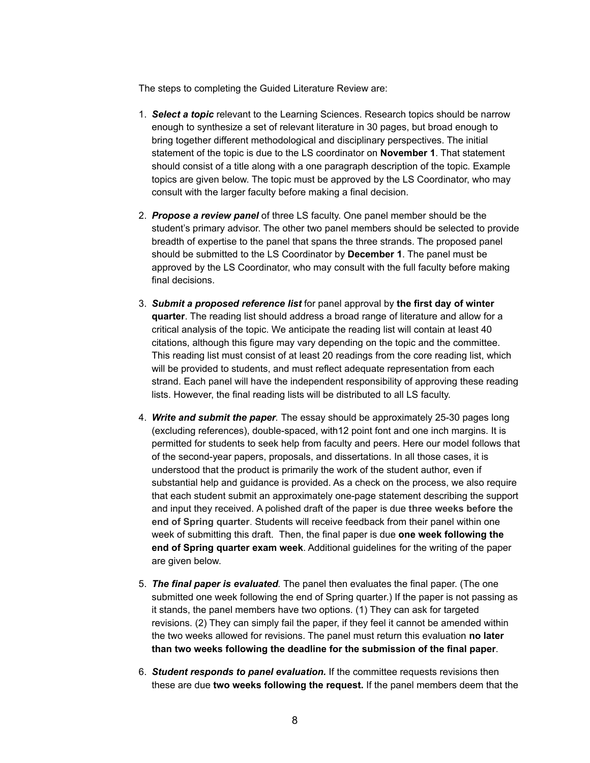The steps to completing the Guided Literature Review are:

1. ***Select a topic*** relevant to the Learning Sciences. Research topics should be narrow enough to synthesize a set of relevant literature in 30 pages, but broad enough to bring together different methodological and disciplinary perspectives. The initial statement of the topic is due to the LS coordinator on **November 1**. That statement should consist of a title along with a one paragraph description of the topic. Example topics are given below. The topic must be approved by the LS Coordinator, who may consult with the larger faculty before making a final decision.

2. ***Propose a review panel*** of three LS faculty. One panel member should be the student's primary advisor. The other two panel members should be selected to provide breadth of expertise to the panel that spans the three strands. The proposed panel should be submitted to the LS Coordinator by **December 1**. The panel must be approved by the LS Coordinator, who may consult with the full faculty before making final decisions.

3. ***Submit a proposed reference list*** for panel approval by **the first day of winter quarter**. The reading list should address a broad range of literature and allow for a critical analysis of the topic. We anticipate the reading list will contain at least 40 citations, although this figure may vary depending on the topic and the committee. This reading list must consist of at least 20 readings from the core reading list, which will be provided to students, and must reflect adequate representation from each strand. Each panel will have the independent responsibility of approving these reading lists. However, the final reading lists will be distributed to all LS faculty.

4. ***Write and submit the paper.*** The essay should be approximately 25-30 pages long (excluding references), double-spaced, with12 point font and one inch margins. It is permitted for students to seek help from faculty and peers. Here our model follows that of the second-year papers, proposals, and dissertations. In all those cases, it is understood that the product is primarily the work of the student author, even if substantial help and guidance is provided. As a check on the process, we also require that each student submit an approximately one-page statement describing the support and input they received. A polished draft of the paper is due **three weeks before the end of Spring quarter**. Students will receive feedback from their panel within one week of submitting this draft. Then, the final paper is due **one week following the end of Spring quarter exam week**. Additional guidelines for the writing of the paper are given below.

5. ***The final paper is evaluated.*** The panel then evaluates the final paper. (The one submitted one week following the end of Spring quarter.) If the paper is not passing as it stands, the panel members have two options. (1) They can ask for targeted revisions. (2) They can simply fail the paper, if they feel it cannot be amended within the two weeks allowed for revisions. The panel must return this evaluation **no later than two weeks following the deadline for the submission of the final paper**.

6. ***Student responds to panel evaluation.*** If the committee requests revisions then these are due **two weeks following the request.** If the panel members deem that the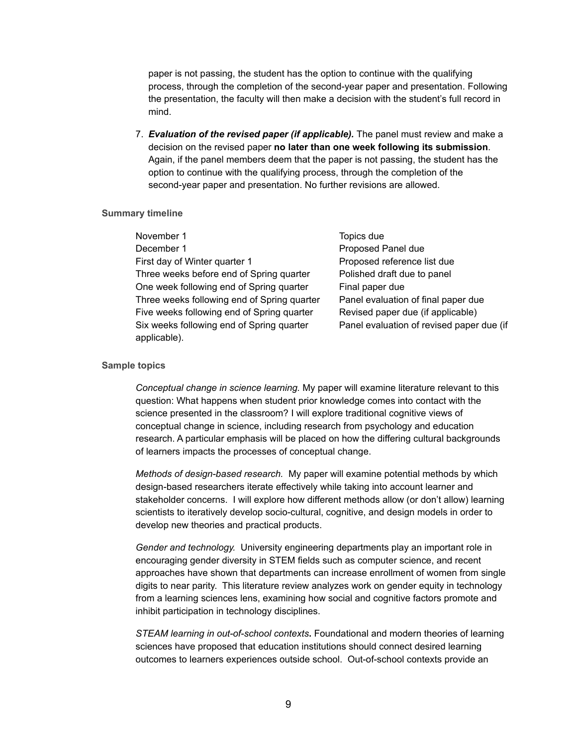paper is not passing, the student has the option to continue with the qualifying process, through the completion of the second-year paper and presentation. Following the presentation, the faculty will then make a decision with the student's full record in mind.

7. ***Evaluation of the revised paper (if applicable).*** The panel must review and make a decision on the revised paper **no later than one week following its submission**. Again, if the panel members deem that the paper is not passing, the student has the option to continue with the qualifying process, through the completion of the second-year paper and presentation. No further revisions are allowed.

**Summary timeline**

| | |
|---|---|
| November 1 | Topics due |
| December 1 | Proposed Panel due |
| First day of Winter quarter 1 | Proposed reference list due |
| Three weeks before end of Spring quarter | Polished draft due to panel |
| One week following end of Spring quarter | Final paper due |
| Three weeks following end of Spring quarter | Panel evaluation of final paper due |
| Five weeks following end of Spring quarter | Revised paper due (if applicable) |
| Six weeks following end of Spring quarter | Panel evaluation of revised paper due (if applicable). |

**Sample topics**

*Conceptual change in science learning.* My paper will examine literature relevant to this question: What happens when student prior knowledge comes into contact with the science presented in the classroom? I will explore traditional cognitive views of conceptual change in science, including research from psychology and education research. A particular emphasis will be placed on how the differing cultural backgrounds of learners impacts the processes of conceptual change.

*Methods of design-based research.* My paper will examine potential methods by which design-based researchers iterate effectively while taking into account learner and stakeholder concerns. I will explore how different methods allow (or don't allow) learning scientists to iteratively develop socio-cultural, cognitive, and design models in order to develop new theories and practical products.

*Gender and technology.* University engineering departments play an important role in encouraging gender diversity in STEM fields such as computer science, and recent approaches have shown that departments can increase enrollment of women from single digits to near parity. This literature review analyzes work on gender equity in technology from a learning sciences lens, examining how social and cognitive factors promote and inhibit participation in technology disciplines.

*STEAM learning in out-of-school contexts***.** Foundational and modern theories of learning sciences have proposed that education institutions should connect desired learning outcomes to learners experiences outside school. Out-of-school contexts provide an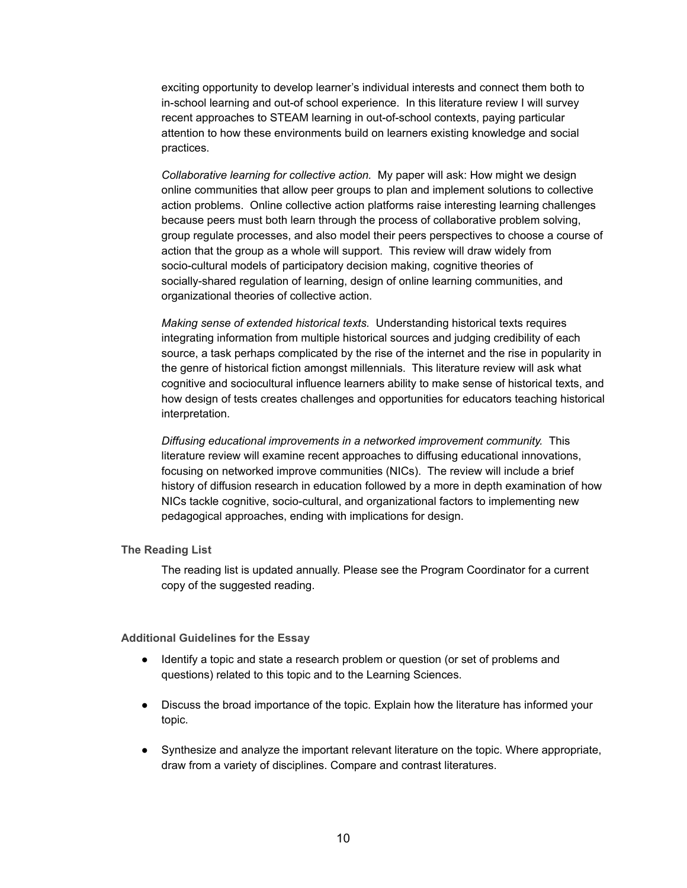exciting opportunity to develop learner's individual interests and connect them both to in-school learning and out-of school experience. In this literature review I will survey recent approaches to STEAM learning in out-of-school contexts, paying particular attention to how these environments build on learners existing knowledge and social practices.

*Collaborative learning for collective action.* My paper will ask: How might we design online communities that allow peer groups to plan and implement solutions to collective action problems. Online collective action platforms raise interesting learning challenges because peers must both learn through the process of collaborative problem solving, group regulate processes, and also model their peers perspectives to choose a course of action that the group as a whole will support. This review will draw widely from socio-cultural models of participatory decision making, cognitive theories of socially-shared regulation of learning, design of online learning communities, and organizational theories of collective action.

*Making sense of extended historical texts.* Understanding historical texts requires integrating information from multiple historical sources and judging credibility of each source, a task perhaps complicated by the rise of the internet and the rise in popularity in the genre of historical fiction amongst millennials. This literature review will ask what cognitive and sociocultural influence learners ability to make sense of historical texts, and how design of tests creates challenges and opportunities for educators teaching historical interpretation.

*Diffusing educational improvements in a networked improvement community.* This literature review will examine recent approaches to diffusing educational innovations, focusing on networked improve communities (NICs). The review will include a brief history of diffusion research in education followed by a more in depth examination of how NICs tackle cognitive, socio-cultural, and organizational factors to implementing new pedagogical approaches, ending with implications for design.

### The Reading List

The reading list is updated annually. Please see the Program Coordinator for a current copy of the suggested reading.

### Additional Guidelines for the Essay

- Identify a topic and state a research problem or question (or set of problems and questions) related to this topic and to the Learning Sciences.
- Discuss the broad importance of the topic. Explain how the literature has informed your topic.
- Synthesize and analyze the important relevant literature on the topic. Where appropriate, draw from a variety of disciplines. Compare and contrast literatures.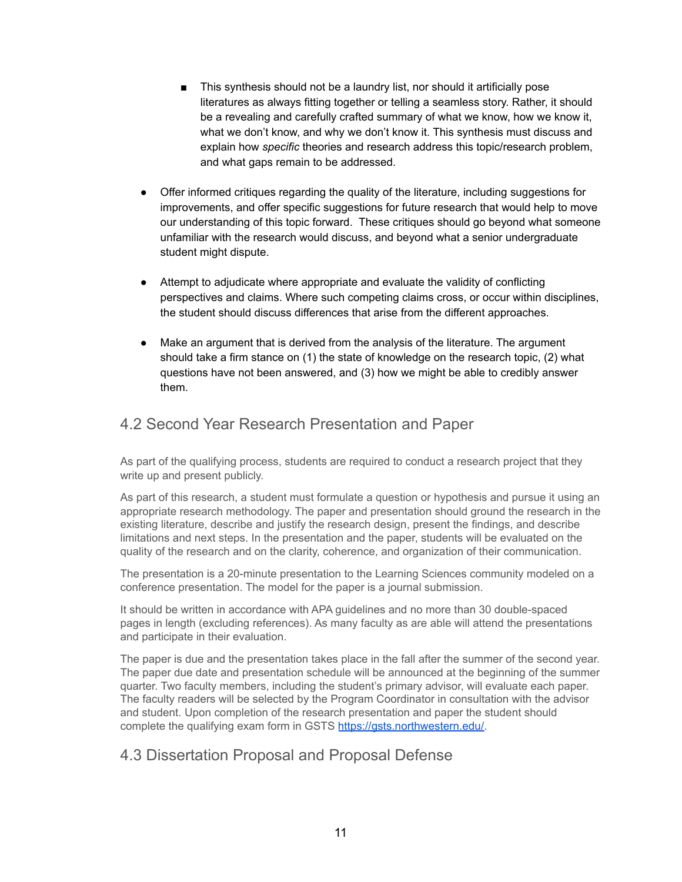- This synthesis should not be a laundry list, nor should it artificially pose literatures as always fitting together or telling a seamless story. Rather, it should be a revealing and carefully crafted summary of what we know, how we know it, what we don't know, and why we don't know it. This synthesis must discuss and explain how *specific* theories and research address this topic/research problem, and what gaps remain to be addressed.

- Offer informed critiques regarding the quality of the literature, including suggestions for improvements, and offer specific suggestions for future research that would help to move our understanding of this topic forward. These critiques should go beyond what someone unfamiliar with the research would discuss, and beyond what a senior undergraduate student might dispute.

- Attempt to adjudicate where appropriate and evaluate the validity of conflicting perspectives and claims. Where such competing claims cross, or occur within disciplines, the student should discuss differences that arise from the different approaches.

- Make an argument that is derived from the analysis of the literature. The argument should take a firm stance on (1) the state of knowledge on the research topic, (2) what questions have not been answered, and (3) how we might be able to credibly answer them.

## 4.2 Second Year Research Presentation and Paper

As part of the qualifying process, students are required to conduct a research project that they write up and present publicly.

As part of this research, a student must formulate a question or hypothesis and pursue it using an appropriate research methodology. The paper and presentation should ground the research in the existing literature, describe and justify the research design, present the findings, and describe limitations and next steps. In the presentation and the paper, students will be evaluated on the quality of the research and on the clarity, coherence, and organization of their communication.

The presentation is a 20-minute presentation to the Learning Sciences community modeled on a conference presentation. The model for the paper is a journal submission.

It should be written in accordance with APA guidelines and no more than 30 double-spaced pages in length (excluding references). As many faculty as are able will attend the presentations and participate in their evaluation.

The paper is due and the presentation takes place in the fall after the summer of the second year. The paper due date and presentation schedule will be announced at the beginning of the summer quarter. Two faculty members, including the student's primary advisor, will evaluate each paper. The faculty readers will be selected by the Program Coordinator in consultation with the advisor and student. Upon completion of the research presentation and paper the student should complete the qualifying exam form in GSTS [https://gsts.northwestern.edu/](https://gsts.northwestern.edu/).

## 4.3 Dissertation Proposal and Proposal Defense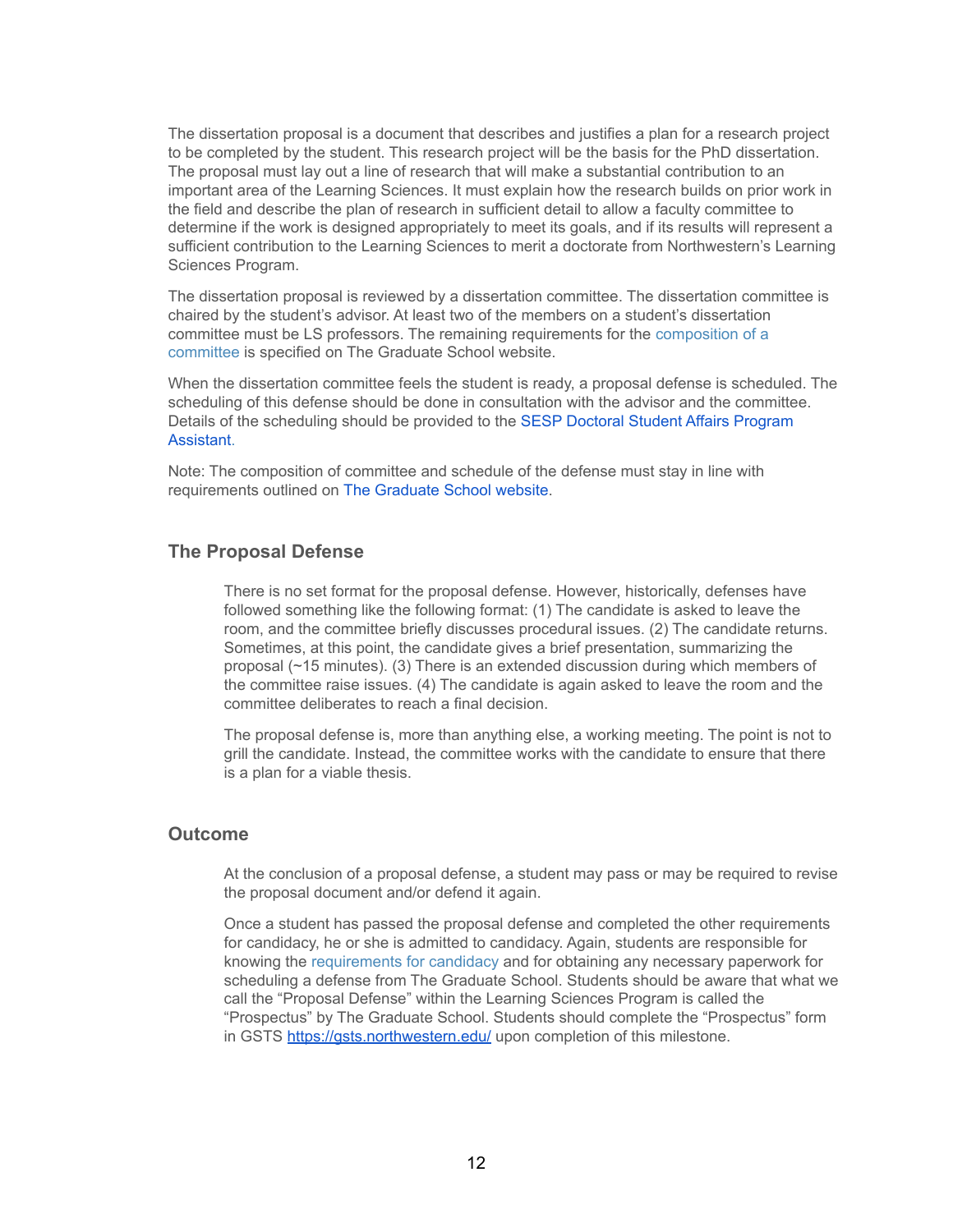The dissertation proposal is a document that describes and justifies a plan for a research project to be completed by the student. This research project will be the basis for the PhD dissertation. The proposal must lay out a line of research that will make a substantial contribution to an important area of the Learning Sciences. It must explain how the research builds on prior work in the field and describe the plan of research in sufficient detail to allow a faculty committee to determine if the work is designed appropriately to meet its goals, and if its results will represent a sufficient contribution to the Learning Sciences to merit a doctorate from Northwestern's Learning Sciences Program.

The dissertation proposal is reviewed by a dissertation committee. The dissertation committee is chaired by the student's advisor. At least two of the members on a student's dissertation committee must be LS professors. The remaining requirements for the composition of a committee is specified on The Graduate School website.

When the dissertation committee feels the student is ready, a proposal defense is scheduled. The scheduling of this defense should be done in consultation with the advisor and the committee. Details of the scheduling should be provided to the SESP Doctoral Student Affairs Program Assistant.

Note: The composition of committee and schedule of the defense must stay in line with requirements outlined on The Graduate School website.

## The Proposal Defense

There is no set format for the proposal defense. However, historically, defenses have followed something like the following format: (1) The candidate is asked to leave the room, and the committee briefly discusses procedural issues. (2) The candidate returns. Sometimes, at this point, the candidate gives a brief presentation, summarizing the proposal (~15 minutes). (3) There is an extended discussion during which members of the committee raise issues. (4) The candidate is again asked to leave the room and the committee deliberates to reach a final decision.

The proposal defense is, more than anything else, a working meeting. The point is not to grill the candidate. Instead, the committee works with the candidate to ensure that there is a plan for a viable thesis.

## Outcome

At the conclusion of a proposal defense, a student may pass or may be required to revise the proposal document and/or defend it again.

Once a student has passed the proposal defense and completed the other requirements for candidacy, he or she is admitted to candidacy. Again, students are responsible for knowing the requirements for candidacy and for obtaining any necessary paperwork for scheduling a defense from The Graduate School. Students should be aware that what we call the "Proposal Defense" within the Learning Sciences Program is called the "Prospectus" by The Graduate School. Students should complete the "Prospectus" form in GSTS https://gsts.northwestern.edu/ upon completion of this milestone.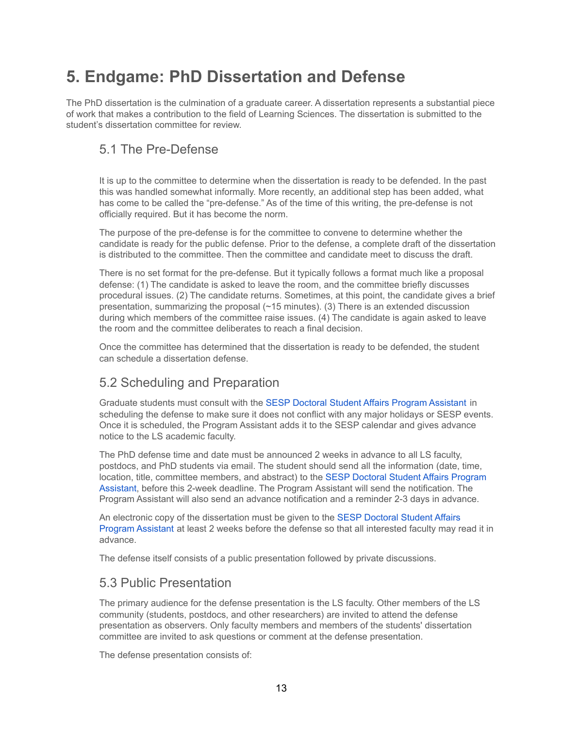# 5. Endgame: PhD Dissertation and Defense

The PhD dissertation is the culmination of a graduate career. A dissertation represents a substantial piece of work that makes a contribution to the field of Learning Sciences. The dissertation is submitted to the student's dissertation committee for review.

## 5.1 The Pre-Defense

It is up to the committee to determine when the dissertation is ready to be defended. In the past this was handled somewhat informally. More recently, an additional step has been added, what has come to be called the "pre-defense." As of the time of this writing, the pre-defense is not officially required. But it has become the norm.

The purpose of the pre-defense is for the committee to convene to determine whether the candidate is ready for the public defense. Prior to the defense, a complete draft of the dissertation is distributed to the committee. Then the committee and candidate meet to discuss the draft.

There is no set format for the pre-defense. But it typically follows a format much like a proposal defense: (1) The candidate is asked to leave the room, and the committee briefly discusses procedural issues. (2) The candidate returns. Sometimes, at this point, the candidate gives a brief presentation, summarizing the proposal (~15 minutes). (3) There is an extended discussion during which members of the committee raise issues. (4) The candidate is again asked to leave the room and the committee deliberates to reach a final decision.

Once the committee has determined that the dissertation is ready to be defended, the student can schedule a dissertation defense.

## 5.2 Scheduling and Preparation

Graduate students must consult with the SESP Doctoral Student Affairs Program Assistant in scheduling the defense to make sure it does not conflict with any major holidays or SESP events. Once it is scheduled, the Program Assistant adds it to the SESP calendar and gives advance notice to the LS academic faculty.

The PhD defense time and date must be announced 2 weeks in advance to all LS faculty, postdocs, and PhD students via email. The student should send all the information (date, time, location, title, committee members, and abstract) to the SESP Doctoral Student Affairs Program Assistant, before this 2-week deadline. The Program Assistant will send the notification. The Program Assistant will also send an advance notification and a reminder 2-3 days in advance.

An electronic copy of the dissertation must be given to the SESP Doctoral Student Affairs Program Assistant at least 2 weeks before the defense so that all interested faculty may read it in advance.

The defense itself consists of a public presentation followed by private discussions.

## 5.3 Public Presentation

The primary audience for the defense presentation is the LS faculty. Other members of the LS community (students, postdocs, and other researchers) are invited to attend the defense presentation as observers. Only faculty members and members of the students' dissertation committee are invited to ask questions or comment at the defense presentation.

The defense presentation consists of: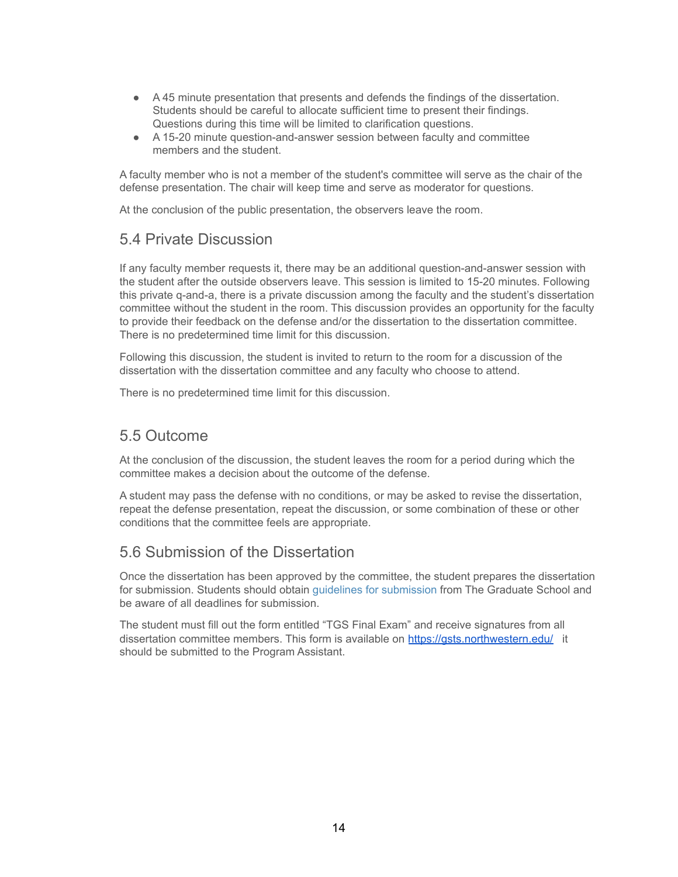- A 45 minute presentation that presents and defends the findings of the dissertation. Students should be careful to allocate sufficient time to present their findings. Questions during this time will be limited to clarification questions.
- A 15-20 minute question-and-answer session between faculty and committee members and the student.

A faculty member who is not a member of the student's committee will serve as the chair of the defense presentation. The chair will keep time and serve as moderator for questions.

At the conclusion of the public presentation, the observers leave the room.

## 5.4 Private Discussion

If any faculty member requests it, there may be an additional question-and-answer session with the student after the outside observers leave. This session is limited to 15-20 minutes. Following this private q-and-a, there is a private discussion among the faculty and the student's dissertation committee without the student in the room. This discussion provides an opportunity for the faculty to provide their feedback on the defense and/or the dissertation to the dissertation committee. There is no predetermined time limit for this discussion.

Following this discussion, the student is invited to return to the room for a discussion of the dissertation with the dissertation committee and any faculty who choose to attend.

There is no predetermined time limit for this discussion.

## 5.5 Outcome

At the conclusion of the discussion, the student leaves the room for a period during which the committee makes a decision about the outcome of the defense.

A student may pass the defense with no conditions, or may be asked to revise the dissertation, repeat the defense presentation, repeat the discussion, or some combination of these or other conditions that the committee feels are appropriate.

## 5.6 Submission of the Dissertation

Once the dissertation has been approved by the committee, the student prepares the dissertation for submission. Students should obtain guidelines for submission from The Graduate School and be aware of all deadlines for submission.

The student must fill out the form entitled "TGS Final Exam" and receive signatures from all dissertation committee members. This form is available on https://gsts.northwestern.edu/ it should be submitted to the Program Assistant.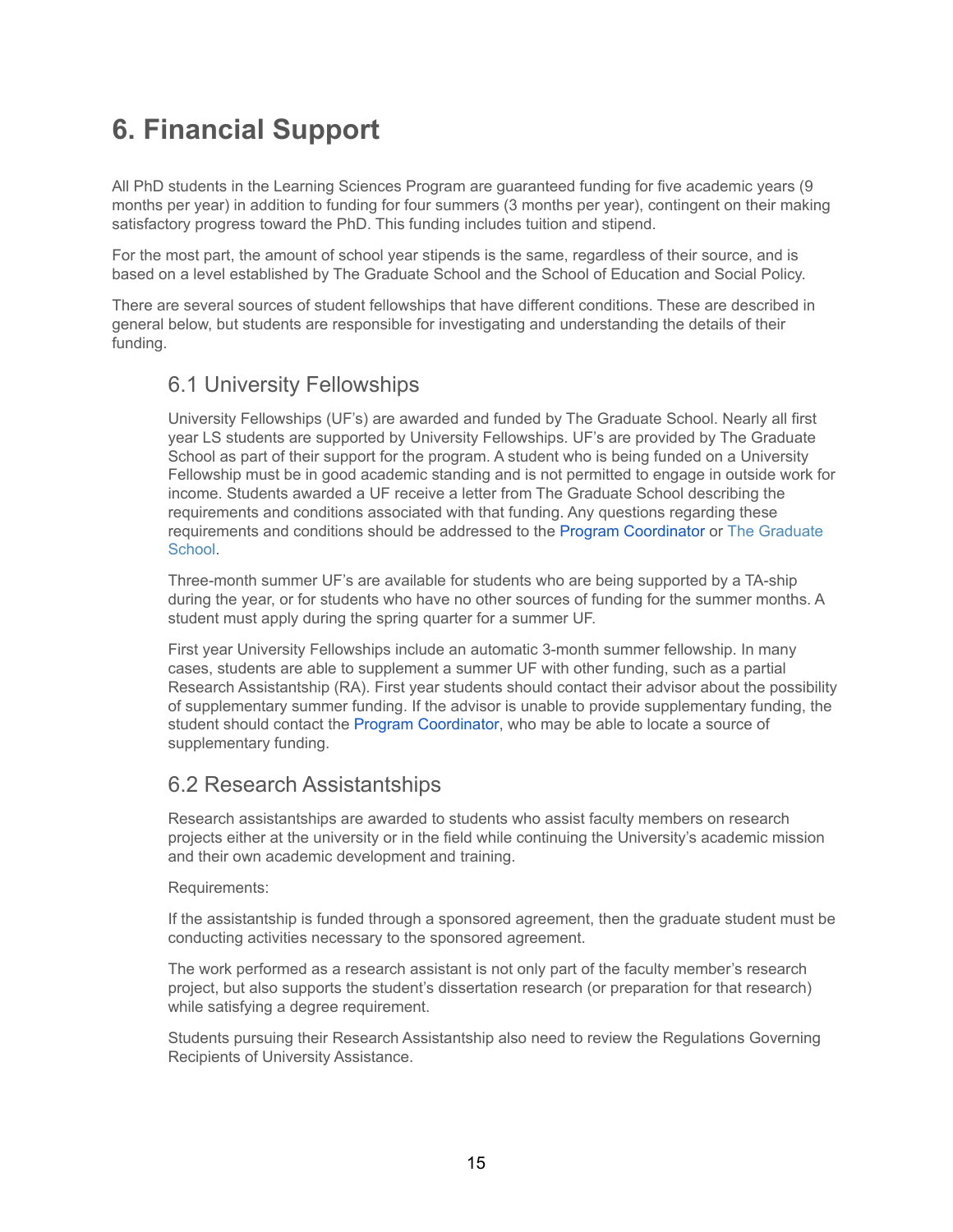# 6. Financial Support

All PhD students in the Learning Sciences Program are guaranteed funding for five academic years (9 months per year) in addition to funding for four summers (3 months per year), contingent on their making satisfactory progress toward the PhD. This funding includes tuition and stipend.

For the most part, the amount of school year stipends is the same, regardless of their source, and is based on a level established by The Graduate School and the School of Education and Social Policy.

There are several sources of student fellowships that have different conditions. These are described in general below, but students are responsible for investigating and understanding the details of their funding.

## 6.1 University Fellowships

University Fellowships (UF's) are awarded and funded by The Graduate School. Nearly all first year LS students are supported by University Fellowships. UF's are provided by The Graduate School as part of their support for the program. A student who is being funded on a University Fellowship must be in good academic standing and is not permitted to engage in outside work for income. Students awarded a UF receive a letter from The Graduate School describing the requirements and conditions associated with that funding. Any questions regarding these requirements and conditions should be addressed to the Program Coordinator or The Graduate School.

Three-month summer UF's are available for students who are being supported by a TA-ship during the year, or for students who have no other sources of funding for the summer months. A student must apply during the spring quarter for a summer UF.

First year University Fellowships include an automatic 3-month summer fellowship. In many cases, students are able to supplement a summer UF with other funding, such as a partial Research Assistantship (RA). First year students should contact their advisor about the possibility of supplementary summer funding. If the advisor is unable to provide supplementary funding, the student should contact the Program Coordinator, who may be able to locate a source of supplementary funding.

## 6.2 Research Assistantships

Research assistantships are awarded to students who assist faculty members on research projects either at the university or in the field while continuing the University's academic mission and their own academic development and training.

Requirements:

If the assistantship is funded through a sponsored agreement, then the graduate student must be conducting activities necessary to the sponsored agreement.

The work performed as a research assistant is not only part of the faculty member's research project, but also supports the student's dissertation research (or preparation for that research) while satisfying a degree requirement.

Students pursuing their Research Assistantship also need to review the Regulations Governing Recipients of University Assistance.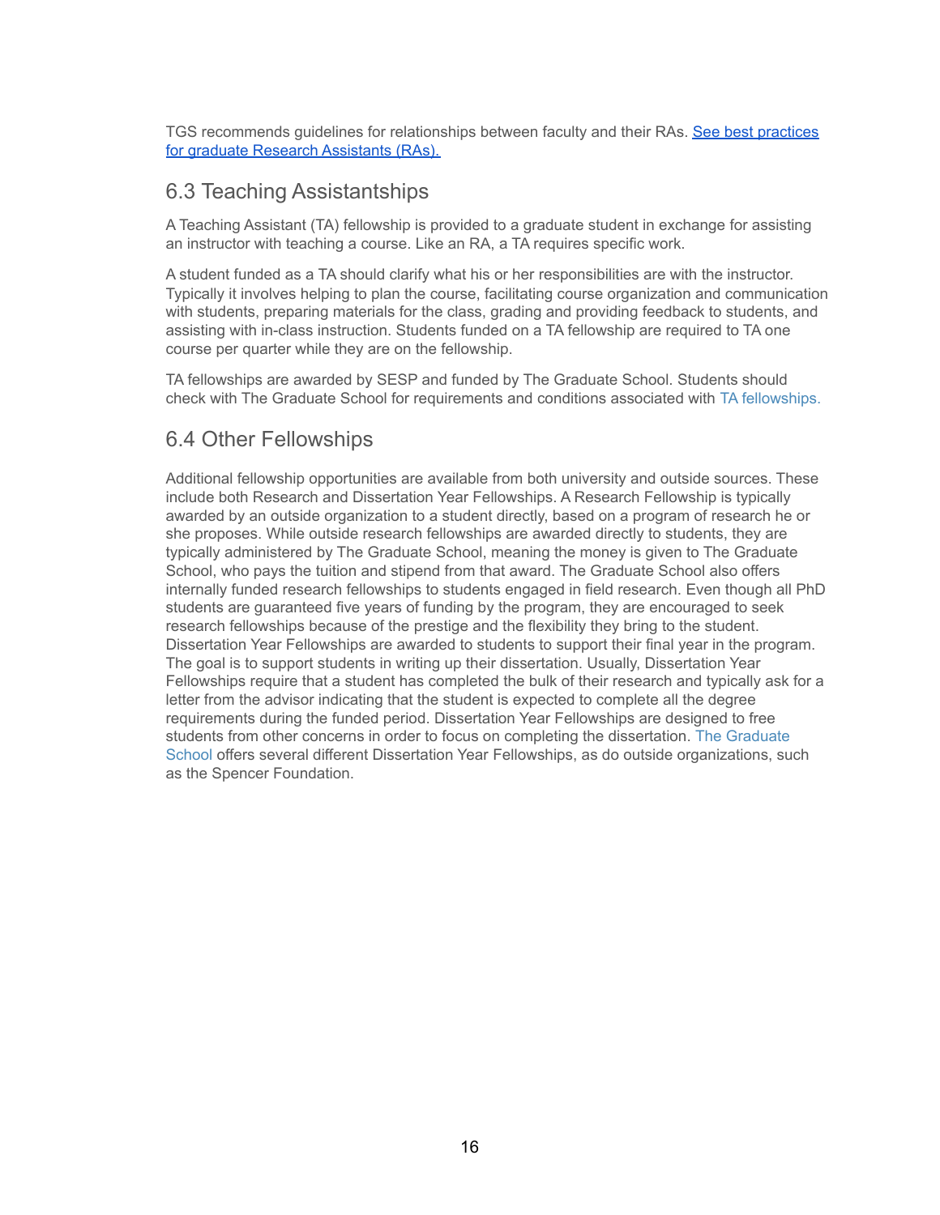TGS recommends guidelines for relationships between faculty and their RAs. [See best practices for graduate Research Assistants (RAs).]

## 6.3 Teaching Assistantships

A Teaching Assistant (TA) fellowship is provided to a graduate student in exchange for assisting an instructor with teaching a course. Like an RA, a TA requires specific work.

A student funded as a TA should clarify what his or her responsibilities are with the instructor. Typically it involves helping to plan the course, facilitating course organization and communication with students, preparing materials for the class, grading and providing feedback to students, and assisting with in-class instruction. Students funded on a TA fellowship are required to TA one course per quarter while they are on the fellowship.

TA fellowships are awarded by SESP and funded by The Graduate School. Students should check with The Graduate School for requirements and conditions associated with TA fellowships.

## 6.4 Other Fellowships

Additional fellowship opportunities are available from both university and outside sources. These include both Research and Dissertation Year Fellowships. A Research Fellowship is typically awarded by an outside organization to a student directly, based on a program of research he or she proposes. While outside research fellowships are awarded directly to students, they are typically administered by The Graduate School, meaning the money is given to The Graduate School, who pays the tuition and stipend from that award. The Graduate School also offers internally funded research fellowships to students engaged in field research. Even though all PhD students are guaranteed five years of funding by the program, they are encouraged to seek research fellowships because of the prestige and the flexibility they bring to the student. Dissertation Year Fellowships are awarded to students to support their final year in the program. The goal is to support students in writing up their dissertation. Usually, Dissertation Year Fellowships require that a student has completed the bulk of their research and typically ask for a letter from the advisor indicating that the student is expected to complete all the degree requirements during the funded period. Dissertation Year Fellowships are designed to free students from other concerns in order to focus on completing the dissertation. The Graduate School offers several different Dissertation Year Fellowships, as do outside organizations, such as the Spencer Foundation.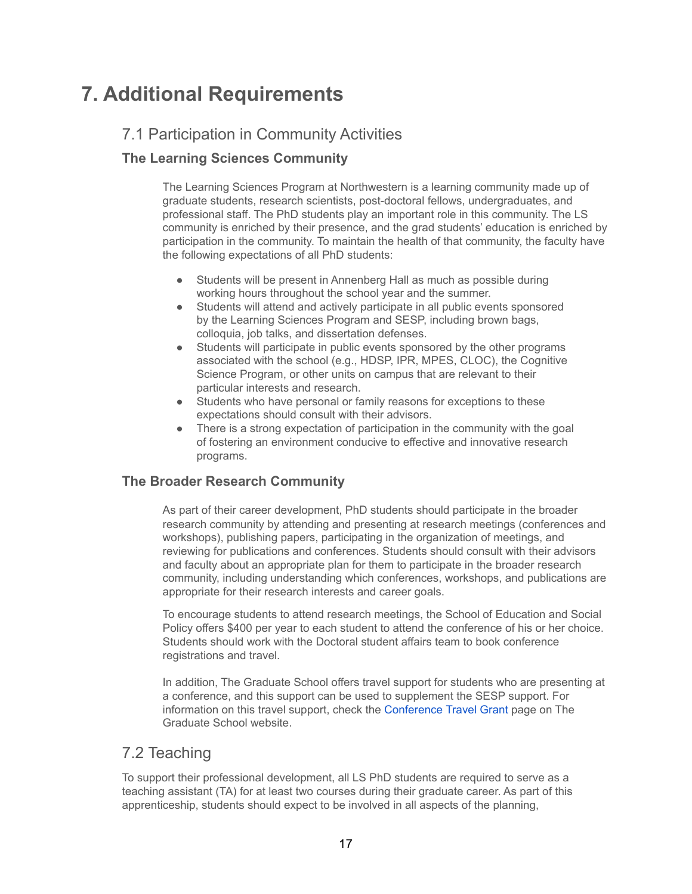# 7. Additional Requirements

## 7.1 Participation in Community Activities

### The Learning Sciences Community

The Learning Sciences Program at Northwestern is a learning community made up of graduate students, research scientists, post-doctoral fellows, undergraduates, and professional staff. The PhD students play an important role in this community. The LS community is enriched by their presence, and the grad students' education is enriched by participation in the community. To maintain the health of that community, the faculty have the following expectations of all PhD students:

- Students will be present in Annenberg Hall as much as possible during working hours throughout the school year and the summer.
- Students will attend and actively participate in all public events sponsored by the Learning Sciences Program and SESP, including brown bags, colloquia, job talks, and dissertation defenses.
- Students will participate in public events sponsored by the other programs associated with the school (e.g., HDSP, IPR, MPES, CLOC), the Cognitive Science Program, or other units on campus that are relevant to their particular interests and research.
- Students who have personal or family reasons for exceptions to these expectations should consult with their advisors.
- There is a strong expectation of participation in the community with the goal of fostering an environment conducive to effective and innovative research programs.

### The Broader Research Community

As part of their career development, PhD students should participate in the broader research community by attending and presenting at research meetings (conferences and workshops), publishing papers, participating in the organization of meetings, and reviewing for publications and conferences. Students should consult with their advisors and faculty about an appropriate plan for them to participate in the broader research community, including understanding which conferences, workshops, and publications are appropriate for their research interests and career goals.

To encourage students to attend research meetings, the School of Education and Social Policy offers $400 per year to each student to attend the conference of his or her choice. Students should work with the Doctoral student affairs team to book conference registrations and travel.

In addition, The Graduate School offers travel support for students who are presenting at a conference, and this support can be used to supplement the SESP support. For information on this travel support, check the Conference Travel Grant page on The Graduate School website.

## 7.2 Teaching

To support their professional development, all LS PhD students are required to serve as a teaching assistant (TA) for at least two courses during their graduate career. As part of this apprenticeship, students should expect to be involved in all aspects of the planning,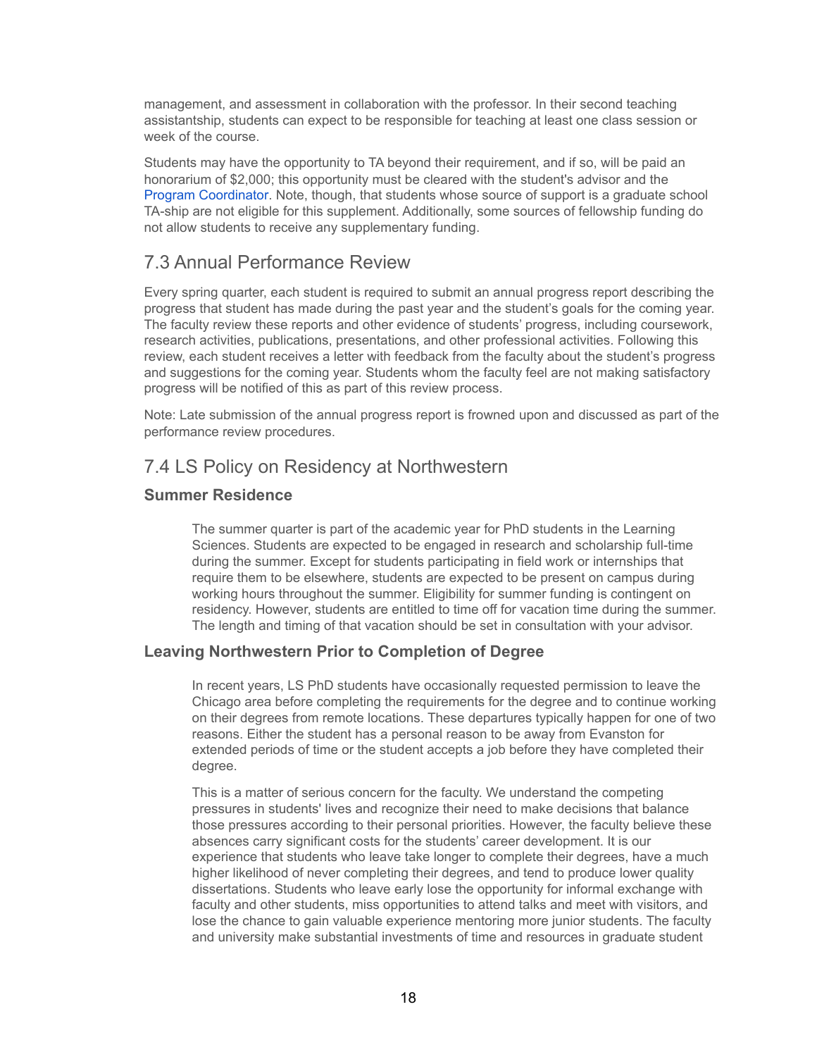management, and assessment in collaboration with the professor. In their second teaching assistantship, students can expect to be responsible for teaching at least one class session or week of the course.

Students may have the opportunity to TA beyond their requirement, and if so, will be paid an honorarium of $2,000; this opportunity must be cleared with the student's advisor and the Program Coordinator. Note, though, that students whose source of support is a graduate school TA-ship are not eligible for this supplement. Additionally, some sources of fellowship funding do not allow students to receive any supplementary funding.

## 7.3 Annual Performance Review

Every spring quarter, each student is required to submit an annual progress report describing the progress that student has made during the past year and the student's goals for the coming year. The faculty review these reports and other evidence of students' progress, including coursework, research activities, publications, presentations, and other professional activities. Following this review, each student receives a letter with feedback from the faculty about the student's progress and suggestions for the coming year. Students whom the faculty feel are not making satisfactory progress will be notified of this as part of this review process.

Note: Late submission of the annual progress report is frowned upon and discussed as part of the performance review procedures.

## 7.4 LS Policy on Residency at Northwestern

### Summer Residence

The summer quarter is part of the academic year for PhD students in the Learning Sciences. Students are expected to be engaged in research and scholarship full-time during the summer. Except for students participating in field work or internships that require them to be elsewhere, students are expected to be present on campus during working hours throughout the summer. Eligibility for summer funding is contingent on residency. However, students are entitled to time off for vacation time during the summer. The length and timing of that vacation should be set in consultation with your advisor.

### Leaving Northwestern Prior to Completion of Degree

In recent years, LS PhD students have occasionally requested permission to leave the Chicago area before completing the requirements for the degree and to continue working on their degrees from remote locations. These departures typically happen for one of two reasons. Either the student has a personal reason to be away from Evanston for extended periods of time or the student accepts a job before they have completed their degree.

This is a matter of serious concern for the faculty. We understand the competing pressures in students' lives and recognize their need to make decisions that balance those pressures according to their personal priorities. However, the faculty believe these absences carry significant costs for the students' career development. It is our experience that students who leave take longer to complete their degrees, have a much higher likelihood of never completing their degrees, and tend to produce lower quality dissertations. Students who leave early lose the opportunity for informal exchange with faculty and other students, miss opportunities to attend talks and meet with visitors, and lose the chance to gain valuable experience mentoring more junior students. The faculty and university make substantial investments of time and resources in graduate student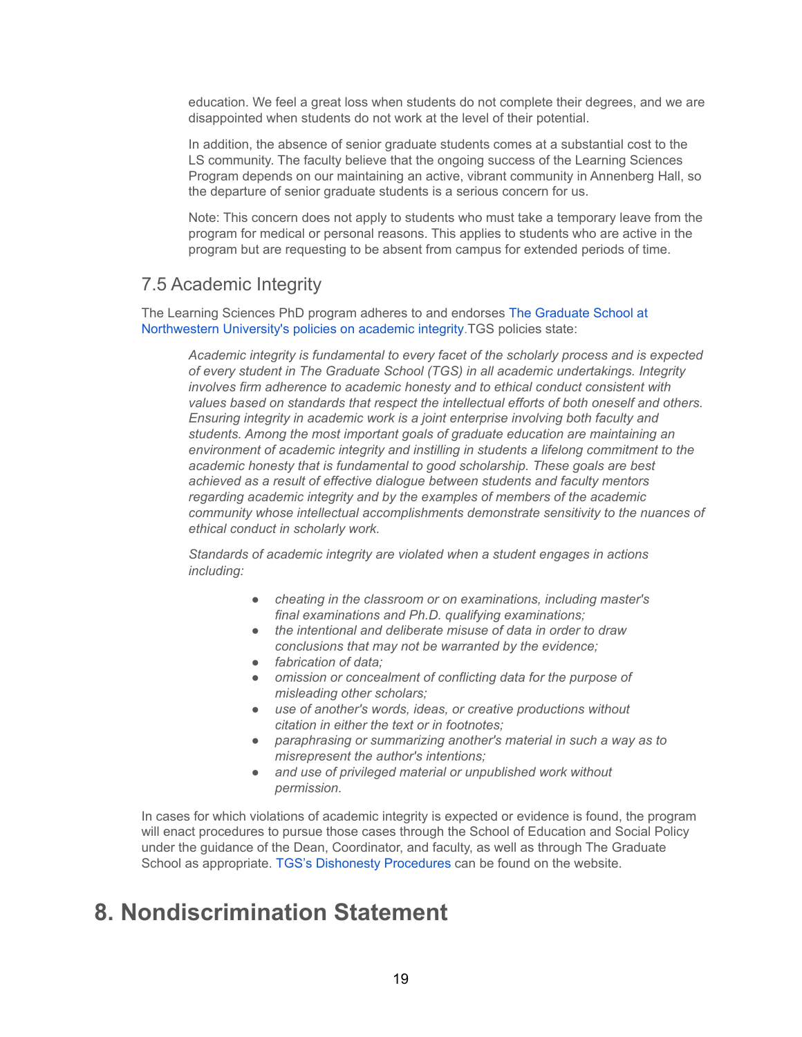education. We feel a great loss when students do not complete their degrees, and we are disappointed when students do not work at the level of their potential.

In addition, the absence of senior graduate students comes at a substantial cost to the LS community. The faculty believe that the ongoing success of the Learning Sciences Program depends on our maintaining an active, vibrant community in Annenberg Hall, so the departure of senior graduate students is a serious concern for us.

Note: This concern does not apply to students who must take a temporary leave from the program for medical or personal reasons. This applies to students who are active in the program but are requesting to be absent from campus for extended periods of time.

## 7.5 Academic Integrity

The Learning Sciences PhD program adheres to and endorses The Graduate School at Northwestern University's policies on academic integrity.TGS policies state:

> *Academic integrity is fundamental to every facet of the scholarly process and is expected of every student in The Graduate School (TGS) in all academic undertakings. Integrity involves firm adherence to academic honesty and to ethical conduct consistent with values based on standards that respect the intellectual efforts of both oneself and others. Ensuring integrity in academic work is a joint enterprise involving both faculty and students. Among the most important goals of graduate education are maintaining an environment of academic integrity and instilling in students a lifelong commitment to the academic honesty that is fundamental to good scholarship. These goals are best achieved as a result of effective dialogue between students and faculty mentors regarding academic integrity and by the examples of members of the academic community whose intellectual accomplishments demonstrate sensitivity to the nuances of ethical conduct in scholarly work.*
>
> *Standards of academic integrity are violated when a student engages in actions including:*
>
> - *cheating in the classroom or on examinations, including master's final examinations and Ph.D. qualifying examinations;*
> - *the intentional and deliberate misuse of data in order to draw conclusions that may not be warranted by the evidence;*
> - *fabrication of data;*
> - *omission or concealment of conflicting data for the purpose of misleading other scholars;*
> - *use of another's words, ideas, or creative productions without citation in either the text or in footnotes;*
> - *paraphrasing or summarizing another's material in such a way as to misrepresent the author's intentions;*
> - *and use of privileged material or unpublished work without permission.*

In cases for which violations of academic integrity is expected or evidence is found, the program will enact procedures to pursue those cases through the School of Education and Social Policy under the guidance of the Dean, Coordinator, and faculty, as well as through The Graduate School as appropriate. TGS's Dishonesty Procedures can be found on the website.

# 8. Nondiscrimination Statement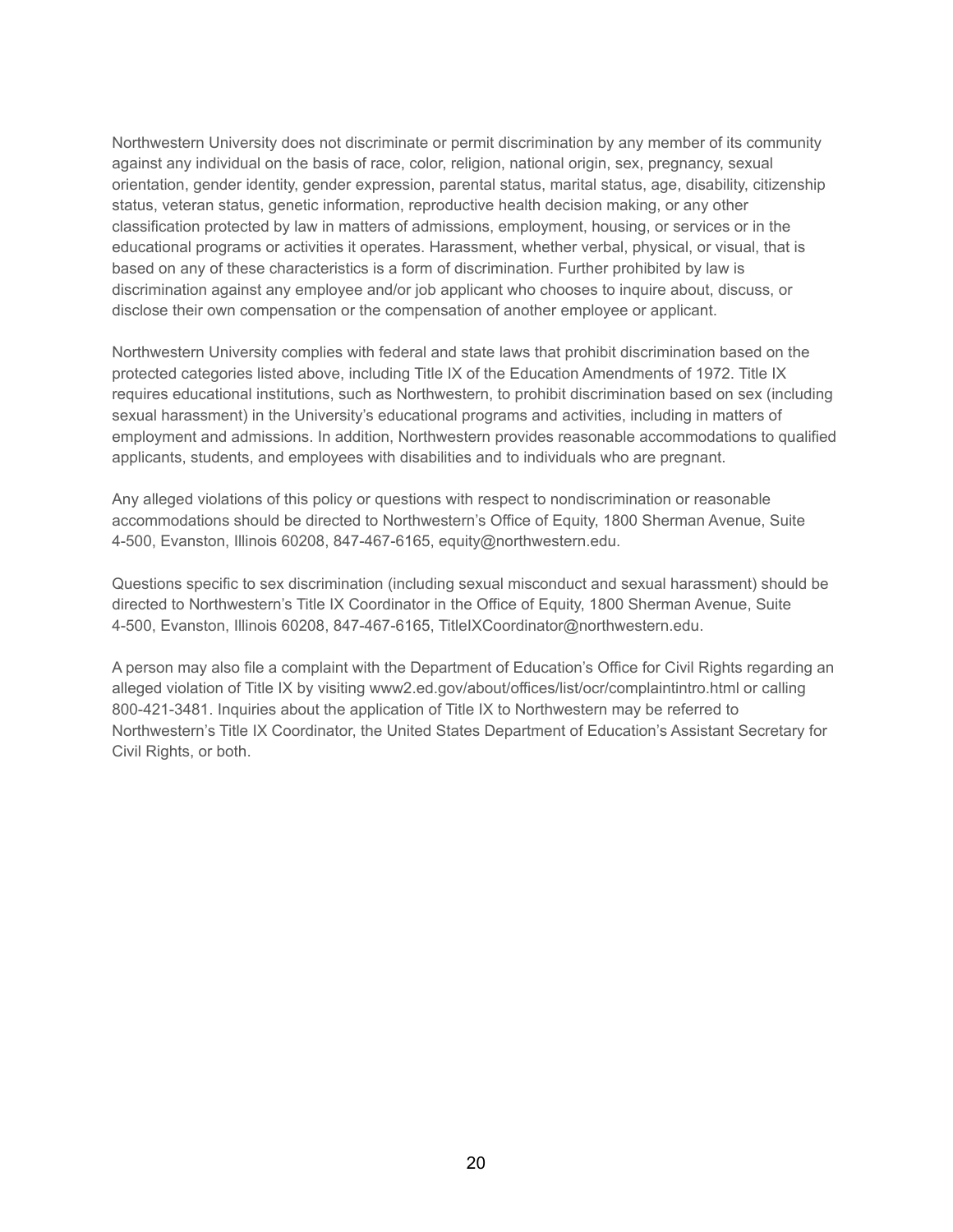Northwestern University does not discriminate or permit discrimination by any member of its community against any individual on the basis of race, color, religion, national origin, sex, pregnancy, sexual orientation, gender identity, gender expression, parental status, marital status, age, disability, citizenship status, veteran status, genetic information, reproductive health decision making, or any other classification protected by law in matters of admissions, employment, housing, or services or in the educational programs or activities it operates. Harassment, whether verbal, physical, or visual, that is based on any of these characteristics is a form of discrimination. Further prohibited by law is discrimination against any employee and/or job applicant who chooses to inquire about, discuss, or disclose their own compensation or the compensation of another employee or applicant.

Northwestern University complies with federal and state laws that prohibit discrimination based on the protected categories listed above, including Title IX of the Education Amendments of 1972. Title IX requires educational institutions, such as Northwestern, to prohibit discrimination based on sex (including sexual harassment) in the University's educational programs and activities, including in matters of employment and admissions. In addition, Northwestern provides reasonable accommodations to qualified applicants, students, and employees with disabilities and to individuals who are pregnant.

Any alleged violations of this policy or questions with respect to nondiscrimination or reasonable accommodations should be directed to Northwestern's Office of Equity, 1800 Sherman Avenue, Suite 4-500, Evanston, Illinois 60208, 847-467-6165, equity@northwestern.edu.

Questions specific to sex discrimination (including sexual misconduct and sexual harassment) should be directed to Northwestern's Title IX Coordinator in the Office of Equity, 1800 Sherman Avenue, Suite 4-500, Evanston, Illinois 60208, 847-467-6165, TitleIXCoordinator@northwestern.edu.

A person may also file a complaint with the Department of Education's Office for Civil Rights regarding an alleged violation of Title IX by visiting www2.ed.gov/about/offices/list/ocr/complaintintro.html or calling 800-421-3481. Inquiries about the application of Title IX to Northwestern may be referred to Northwestern's Title IX Coordinator, the United States Department of Education's Assistant Secretary for Civil Rights, or both.